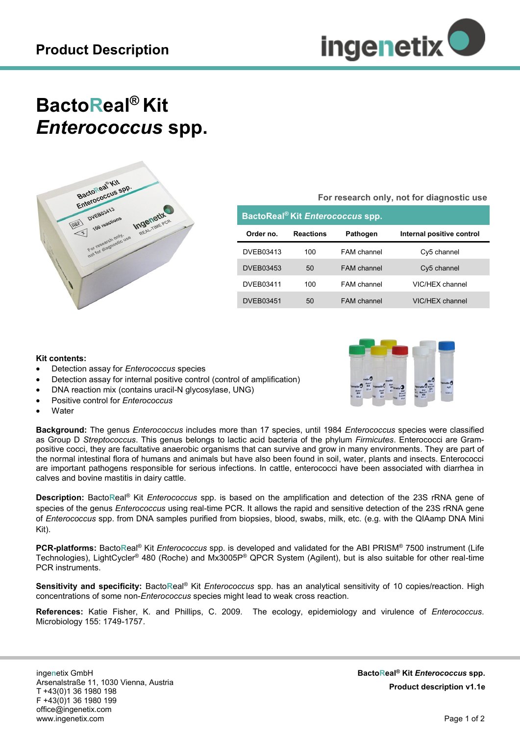# Product Description

# BactoReal® Kit *Enterococcus* spp.

**For research only, not for diagnostic use**

| BactoReal® Kit *Enterococcus* spp. | | | |
|---|---|---|---|
| **Order no.** | **Reactions** | **Pathogen** | **Internal positive control** |
| DVEB03413 | 100 | FAM channel | Cy5 channel |
| DVEB03453 | 50 | FAM channel | Cy5 channel |
| DVEB03411 | 100 | FAM channel | VIC/HEX channel |
| DVEB03451 | 50 | FAM channel | VIC/HEX channel |

**Kit contents:**

- Detection assay for *Enterococcus* species
- Detection assay for internal positive control (control of amplification)
- DNA reaction mix (contains uracil-N glycosylase, UNG)
- Positive control for *Enterococcus*
- Water

**Background:** The genus *Enterococcus* includes more than 17 species, until 1984 *Enterococcus* species were classified as Group D *Streptococcus*. This genus belongs to lactic acid bacteria of the phylum *Firmicutes*. Enterococci are Gram-positive cocci, they are facultative anaerobic organisms that can survive and grow in many environments. They are part of the normal intestinal flora of humans and animals but have also been found in soil, water, plants and insects. Enterococci are important pathogens responsible for serious infections. In cattle, enterococci have been associated with diarrhea in calves and bovine mastitis in dairy cattle.

**Description:** BactoReal® Kit *Enterococcus* spp. is based on the amplification and detection of the 23S rRNA gene of species of the genus *Enterococcus* using real-time PCR. It allows the rapid and sensitive detection of the 23S rRNA gene of *Enterococcus* spp. from DNA samples purified from biopsies, blood, swabs, milk, etc. (e.g. with the QIAamp DNA Mini Kit).

**PCR-platforms:** BactoReal® Kit *Enterococcus* spp. is developed and validated for the ABI PRISM® 7500 instrument (Life Technologies), LightCycler® 480 (Roche) and Mx3005P® QPCR System (Agilent), but is also suitable for other real-time PCR instruments.

**Sensitivity and specificity:** BactoReal® Kit *Enterococcus* spp. has an analytical sensitivity of 10 copies/reaction. High concentrations of some non-*Enterococcus* species might lead to weak cross reaction.

**References:** Katie Fisher, K. and Phillips, C. 2009. The ecology, epidemiology and virulence of *Enterococcus*. Microbiology 155: 1749-1757.

ingenetix GmbH
Arsenalstraße 11, 1030 Vienna, Austria
T +43(0)1 36 1980 198
F +43(0)1 36 1980 199
office@ingenetix.com
www.ingenetix.com

**BactoReal® Kit *Enterococcus* spp.**
**Product description v1.1e**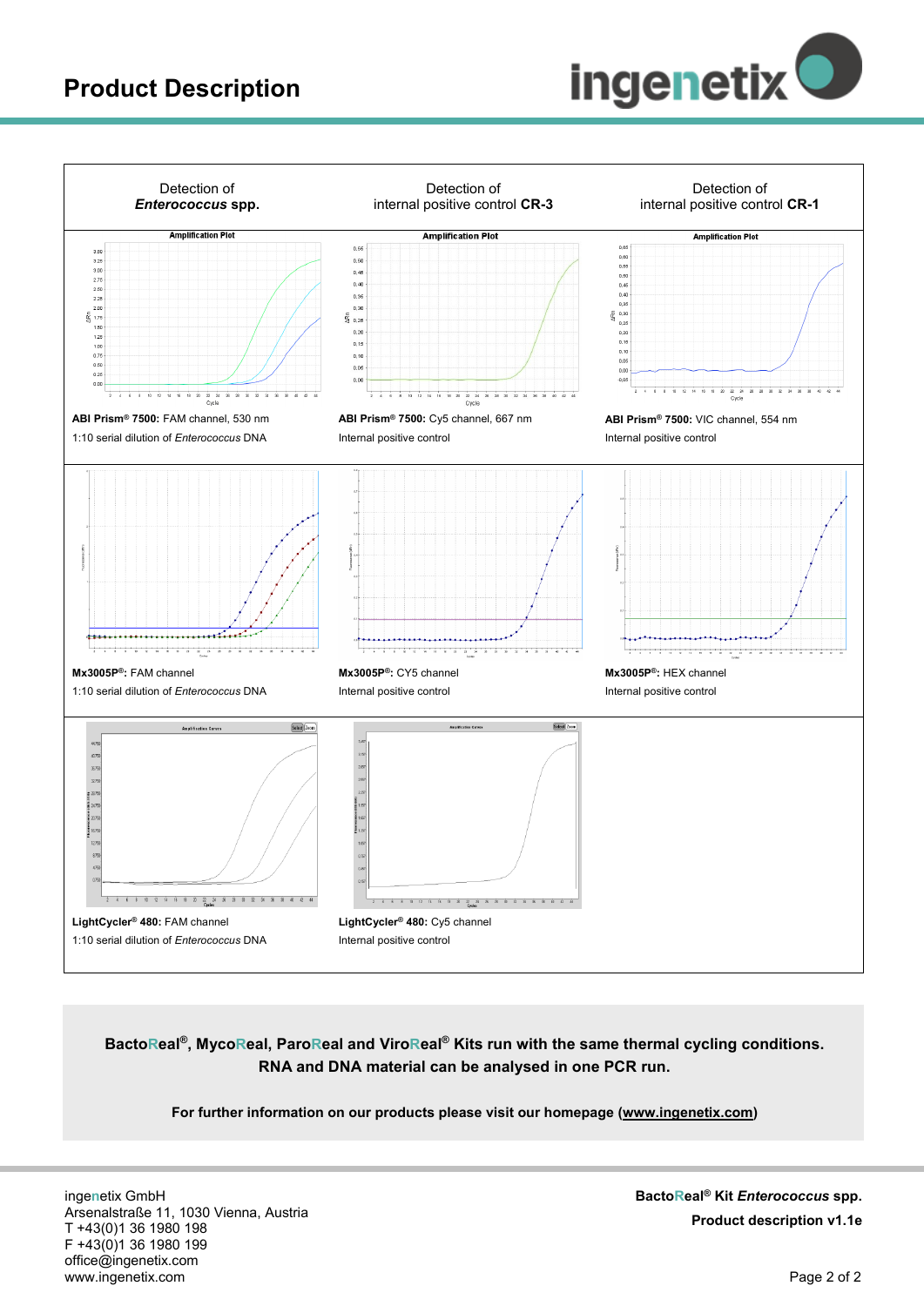## Product Description

| Detection of ***Enterococcus* spp.** | Detection of internal positive control **CR-3** | Detection of internal positive control **CR-1** |
|---|---|---|
| **ABI Prism® 7500:** FAM channel, 530 nm<br>1:10 serial dilution of *Enterococcus* DNA | **ABI Prism® 7500:** Cy5 channel, 667 nm<br>Internal positive control | **ABI Prism® 7500:** VIC channel, 554 nm<br>Internal positive control |
| **Mx3005P®:** FAM channel<br>1:10 serial dilution of *Enterococcus* DNA | **Mx3005P®:** CY5 channel<br>Internal positive control | **Mx3005P®:** HEX channel<br>Internal positive control |
| **LightCycler® 480:** FAM channel<br>1:10 serial dilution of *Enterococcus* DNA | **LightCycler® 480:** Cy5 channel<br>Internal positive control | |

**BactoReal®, MycoReal, ParoReal and ViroReal® Kits run with the same thermal cycling conditions. RNA and DNA material can be analysed in one PCR run.**

**For further information on our products please visit our homepage (www.ingenetix.com)**

ingenetix GmbH
Arsenalstraße 11, 1030 Vienna, Austria
T +43(0)1 36 1980 198
F +43(0)1 36 1980 199
office@ingenetix.com
www.ingenetix.com

**BactoReal® Kit *Enterococcus* spp.**
**Product description v1.1e**